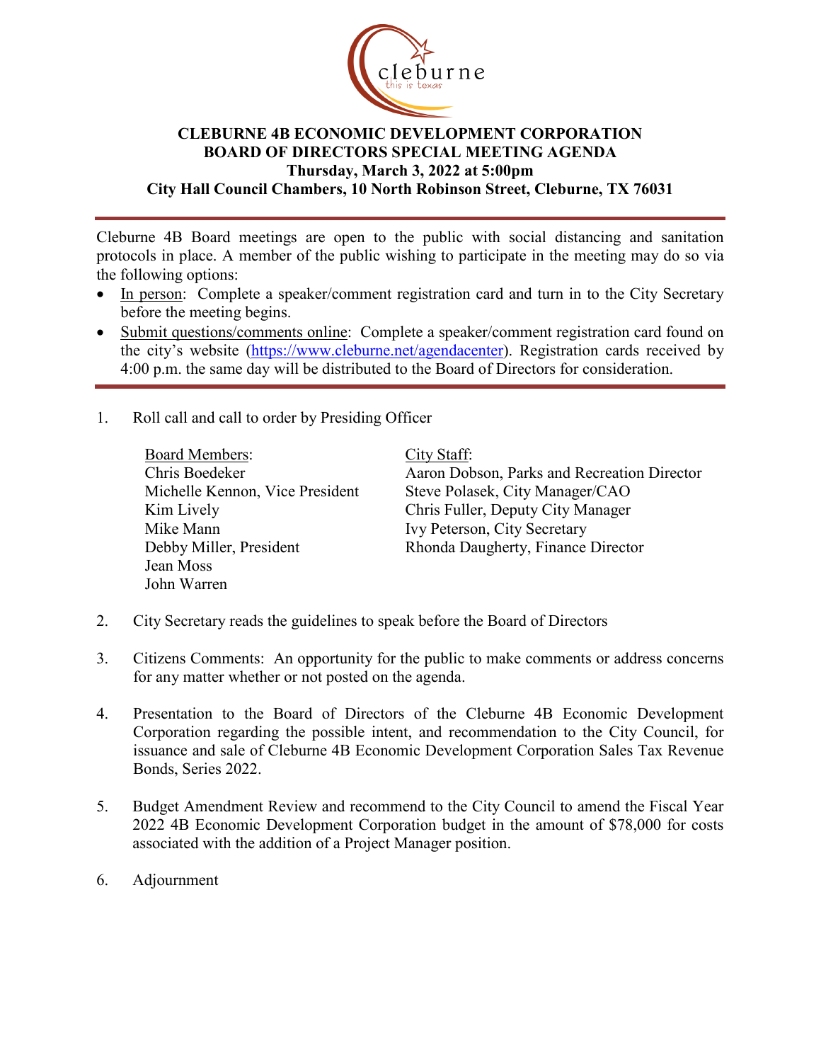# CLEBURNE 4B ECONOMIC DEVELOPMENT CORPORATION
## BOARD OF DIRECTORS SPECIAL MEETING AGENDA
**Thursday, March 3, 2022 at 5:00pm**
**City Hall Council Chambers, 10 North Robinson Street, Cleburne, TX 76031**

---

Cleburne 4B Board meetings are open to the public with social distancing and sanitation protocols in place. A member of the public wishing to participate in the meeting may do so via the following options:

- In person: Complete a speaker/comment registration card and turn in to the City Secretary before the meeting begins.
- Submit questions/comments online: Complete a speaker/comment registration card found on the city's website (https://www.cleburne.net/agendacenter). Registration cards received by 4:00 p.m. the same day will be distributed to the Board of Directors for consideration.

---

1. Roll call and call to order by Presiding Officer

   Board Members:
   Chris Boedeker
   Michelle Kennon, Vice President
   Kim Lively
   Mike Mann
   Debby Miller, President
   Jean Moss
   John Warren

   City Staff:
   Aaron Dobson, Parks and Recreation Director
   Steve Polasek, City Manager/CAO
   Chris Fuller, Deputy City Manager
   Ivy Peterson, City Secretary
   Rhonda Daugherty, Finance Director

2. City Secretary reads the guidelines to speak before the Board of Directors

3. Citizens Comments: An opportunity for the public to make comments or address concerns for any matter whether or not posted on the agenda.

4. Presentation to the Board of Directors of the Cleburne 4B Economic Development Corporation regarding the possible intent, and recommendation to the City Council, for issuance and sale of Cleburne 4B Economic Development Corporation Sales Tax Revenue Bonds, Series 2022.

5. Budget Amendment Review and recommend to the City Council to amend the Fiscal Year 2022 4B Economic Development Corporation budget in the amount of $78,000 for costs associated with the addition of a Project Manager position.

6. Adjournment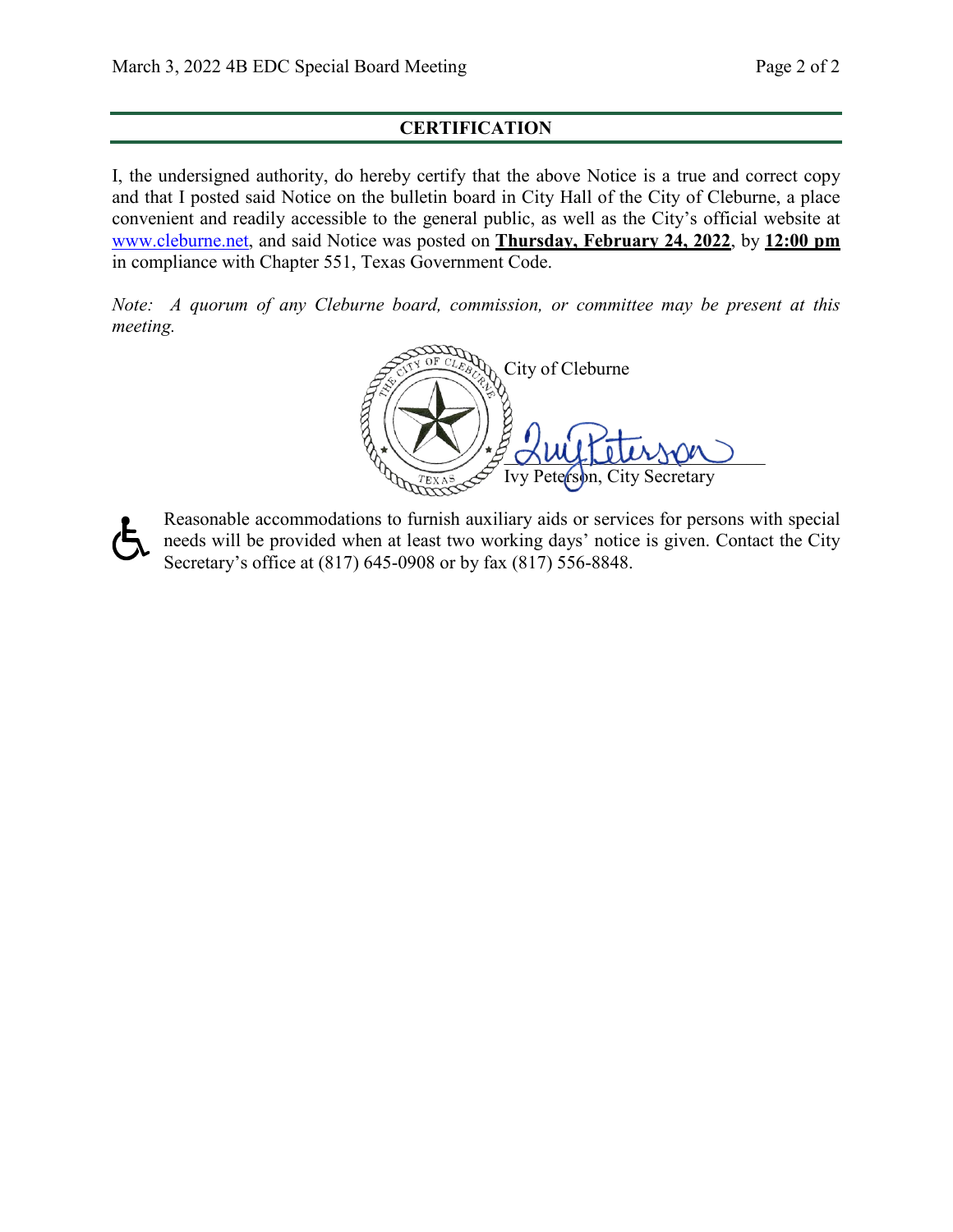## CERTIFICATION

I, the undersigned authority, do hereby certify that the above Notice is a true and correct copy and that I posted said Notice on the bulletin board in City Hall of the City of Cleburne, a place convenient and readily accessible to the general public, as well as the City's official website at www.cleburne.net, and said Notice was posted on **Thursday, February 24, 2022**, by **12:00 pm** in compliance with Chapter 551, Texas Government Code.

*Note: A quorum of any Cleburne board, commission, or committee may be present at this meeting.*

City of Cleburne

Ivy Peterson, City Secretary

Reasonable accommodations to furnish auxiliary aids or services for persons with special needs will be provided when at least two working days' notice is given. Contact the City Secretary's office at (817) 645-0908 or by fax (817) 556-8848.